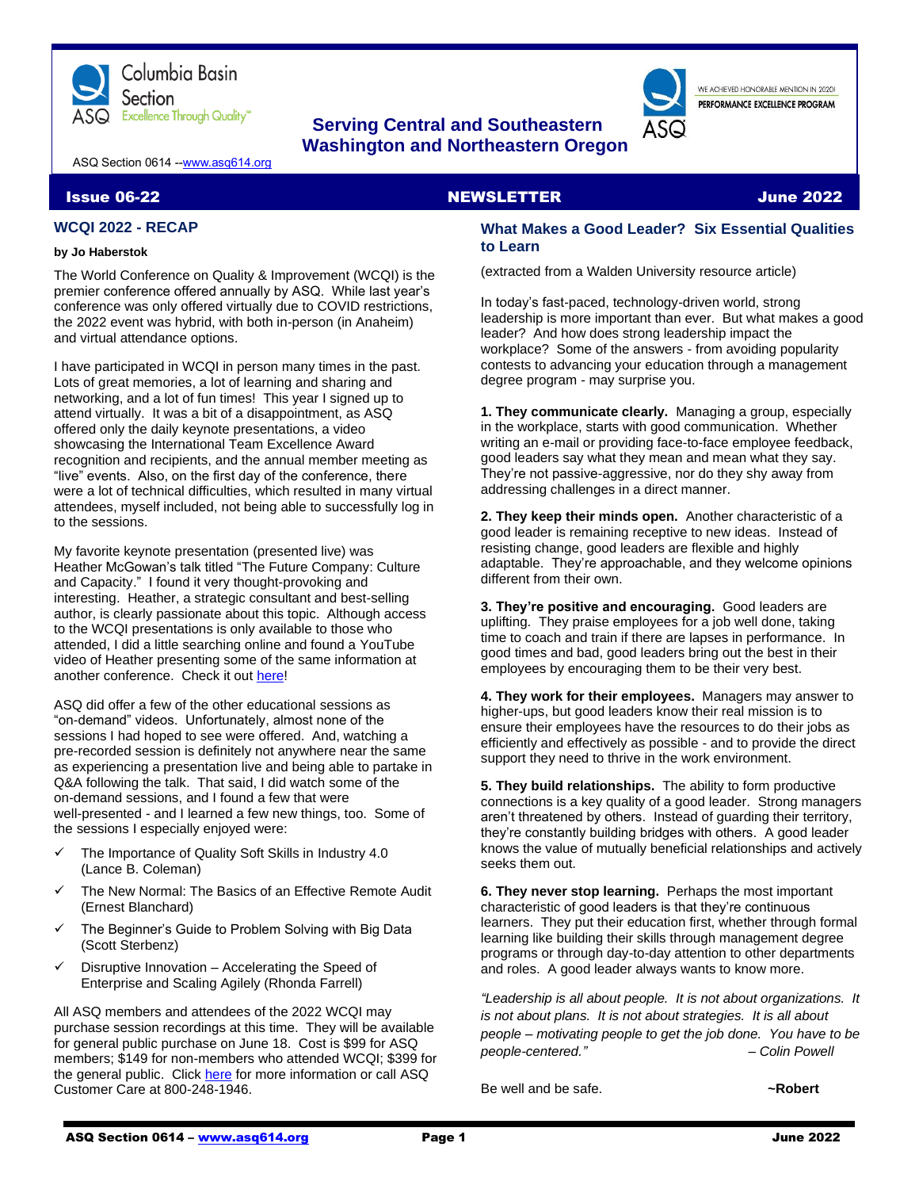Columbia Basin Section
ASQ Excellence Through Quality™

**Serving Central and Southeastern Washington and Northeastern Oregon**

WE ACHIEVED HONORABLE MENTION IN 2020!
PERFORMANCE EXCELLENCE PROGRAM

ASQ Section 0614 --www.asq614.org

**Issue 06-22 NEWSLETTER June 2022**

## WCQI 2022 - RECAP

**by Jo Haberstok**

The World Conference on Quality & Improvement (WCQI) is the premier conference offered annually by ASQ. While last year's conference was only offered virtually due to COVID restrictions, the 2022 event was hybrid, with both in-person (in Anaheim) and virtual attendance options.

I have participated in WCQI in person many times in the past. Lots of great memories, a lot of learning and sharing and networking, and a lot of fun times! This year I signed up to attend virtually. It was a bit of a disappointment, as ASQ offered only the daily keynote presentations, a video showcasing the International Team Excellence Award recognition and recipients, and the annual member meeting as "live" events. Also, on the first day of the conference, there were a lot of technical difficulties, which resulted in many virtual attendees, myself included, not being able to successfully log in to the sessions.

My favorite keynote presentation (presented live) was Heather McGowan's talk titled "The Future Company: Culture and Capacity." I found it very thought-provoking and interesting. Heather, a strategic consultant and best-selling author, is clearly passionate about this topic. Although access to the WCQI presentations is only available to those who attended, I did a little searching online and found a YouTube video of Heather presenting some of the same information at another conference. Check it out here!

ASQ did offer a few of the other educational sessions as "on-demand" videos. Unfortunately, almost none of the sessions I had hoped to see were offered. And, watching a pre-recorded session is definitely not anywhere near the same as experiencing a presentation live and being able to partake in Q&A following the talk. That said, I did watch some of the on-demand sessions, and I found a few that were well-presented - and I learned a few new things, too. Some of the sessions I especially enjoyed were:

- ✓ The Importance of Quality Soft Skills in Industry 4.0 (Lance B. Coleman)
- ✓ The New Normal: The Basics of an Effective Remote Audit (Ernest Blanchard)
- ✓ The Beginner's Guide to Problem Solving with Big Data (Scott Sterbenz)
- ✓ Disruptive Innovation – Accelerating the Speed of Enterprise and Scaling Agilely (Rhonda Farrell)

All ASQ members and attendees of the 2022 WCQI may purchase session recordings at this time. They will be available for general public purchase on June 18. Cost is $99 for ASQ members; $149 for non-members who attended WCQI; $399 for the general public. Click here for more information or call ASQ Customer Care at 800-248-1946.

## What Makes a Good Leader? Six Essential Qualities to Learn

(extracted from a Walden University resource article)

In today's fast-paced, technology-driven world, strong leadership is more important than ever. But what makes a good leader? And how does strong leadership impact the workplace? Some of the answers - from avoiding popularity contests to advancing your education through a management degree program - may surprise you.

**1. They communicate clearly.** Managing a group, especially in the workplace, starts with good communication. Whether writing an e-mail or providing face-to-face employee feedback, good leaders say what they mean and mean what they say. They're not passive-aggressive, nor do they shy away from addressing challenges in a direct manner.

**2. They keep their minds open.** Another characteristic of a good leader is remaining receptive to new ideas. Instead of resisting change, good leaders are flexible and highly adaptable. They're approachable, and they welcome opinions different from their own.

**3. They're positive and encouraging.** Good leaders are uplifting. They praise employees for a job well done, taking time to coach and train if there are lapses in performance. In good times and bad, good leaders bring out the best in their employees by encouraging them to be their very best.

**4. They work for their employees.** Managers may answer to higher-ups, but good leaders know their real mission is to ensure their employees have the resources to do their jobs as efficiently and effectively as possible - and to provide the direct support they need to thrive in the work environment.

**5. They build relationships.** The ability to form productive connections is a key quality of a good leader. Strong managers aren't threatened by others. Instead of guarding their territory, they're constantly building bridges with others. A good leader knows the value of mutually beneficial relationships and actively seeks them out.

**6. They never stop learning.** Perhaps the most important characteristic of good leaders is that they're continuous learners. They put their education first, whether through formal learning like building their skills through management degree programs or through day-to-day attention to other departments and roles. A good leader always wants to know more.

*"Leadership is all about people. It is not about organizations. It is not about plans. It is not about strategies. It is all about people – motivating people to get the job done. You have to be people-centered." – Colin Powell*

Be well and be safe. **~Robert**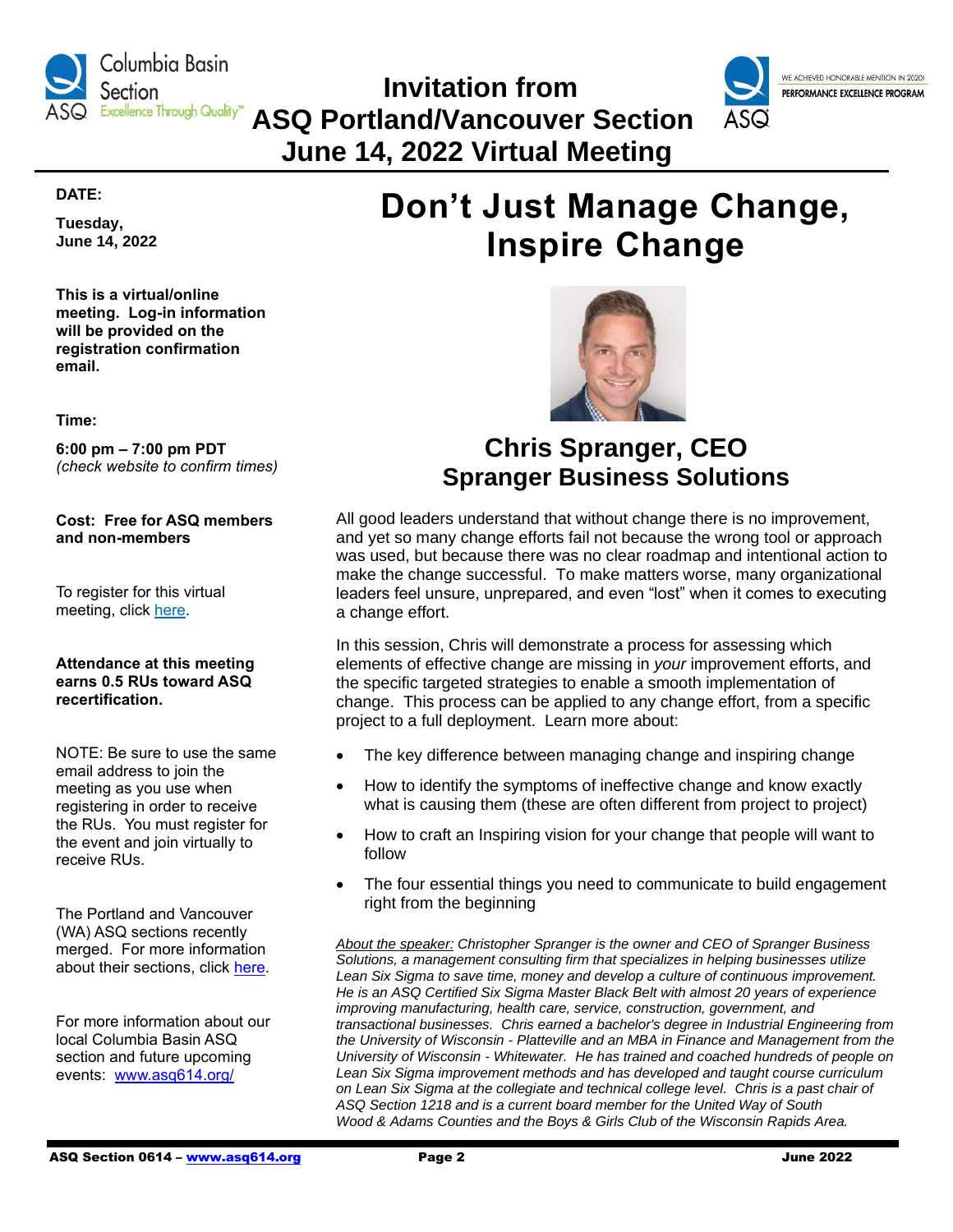# Invitation from ASQ Portland/Vancouver Section June 14, 2022 Virtual Meeting

**DATE:**

**Tuesday, June 14, 2022**

**This is a virtual/online meeting. Log-in information will be provided on the registration confirmation email.**

**Time:**

**6:00 pm – 7:00 pm PDT**
*(check website to confirm times)*

**Cost: Free for ASQ members and non-members**

To register for this virtual meeting, click [here](#).

**Attendance at this meeting earns 0.5 RUs toward ASQ recertification.**

NOTE: Be sure to use the same email address to join the meeting as you use when registering in order to receive the RUs. You must register for the event and join virtually to receive RUs.

The Portland and Vancouver (WA) ASQ sections recently merged. For more information about their sections, click [here](#).

For more information about our local Columbia Basin ASQ section and future upcoming events: [www.asq614.org/](http://www.asq614.org/)

## Don't Just Manage Change, Inspire Change

### Chris Spranger, CEO
### Spranger Business Solutions

All good leaders understand that without change there is no improvement, and yet so many change efforts fail not because the wrong tool or approach was used, but because there was no clear roadmap and intentional action to make the change successful. To make matters worse, many organizational leaders feel unsure, unprepared, and even "lost" when it comes to executing a change effort.

In this session, Chris will demonstrate a process for assessing which elements of effective change are missing in *your* improvement efforts, and the specific targeted strategies to enable a smooth implementation of change. This process can be applied to any change effort, from a specific project to a full deployment. Learn more about:

- The key difference between managing change and inspiring change
- How to identify the symptoms of ineffective change and know exactly what is causing them (these are often different from project to project)
- How to craft an Inspiring vision for your change that people will want to follow
- The four essential things you need to communicate to build engagement right from the beginning

*About the speaker: Christopher Spranger is the owner and CEO of Spranger Business Solutions, a management consulting firm that specializes in helping businesses utilize Lean Six Sigma to save time, money and develop a culture of continuous improvement. He is an ASQ Certified Six Sigma Master Black Belt with almost 20 years of experience improving manufacturing, health care, service, construction, government, and transactional businesses. Chris earned a bachelor's degree in Industrial Engineering from the University of Wisconsin - Platteville and an MBA in Finance and Management from the University of Wisconsin - Whitewater. He has trained and coached hundreds of people on Lean Six Sigma improvement methods and has developed and taught course curriculum on Lean Six Sigma at the collegiate and technical college level. Chris is a past chair of ASQ Section 1218 and is a current board member for the United Way of South Wood & Adams Counties and the Boys & Girls Club of the Wisconsin Rapids Area.*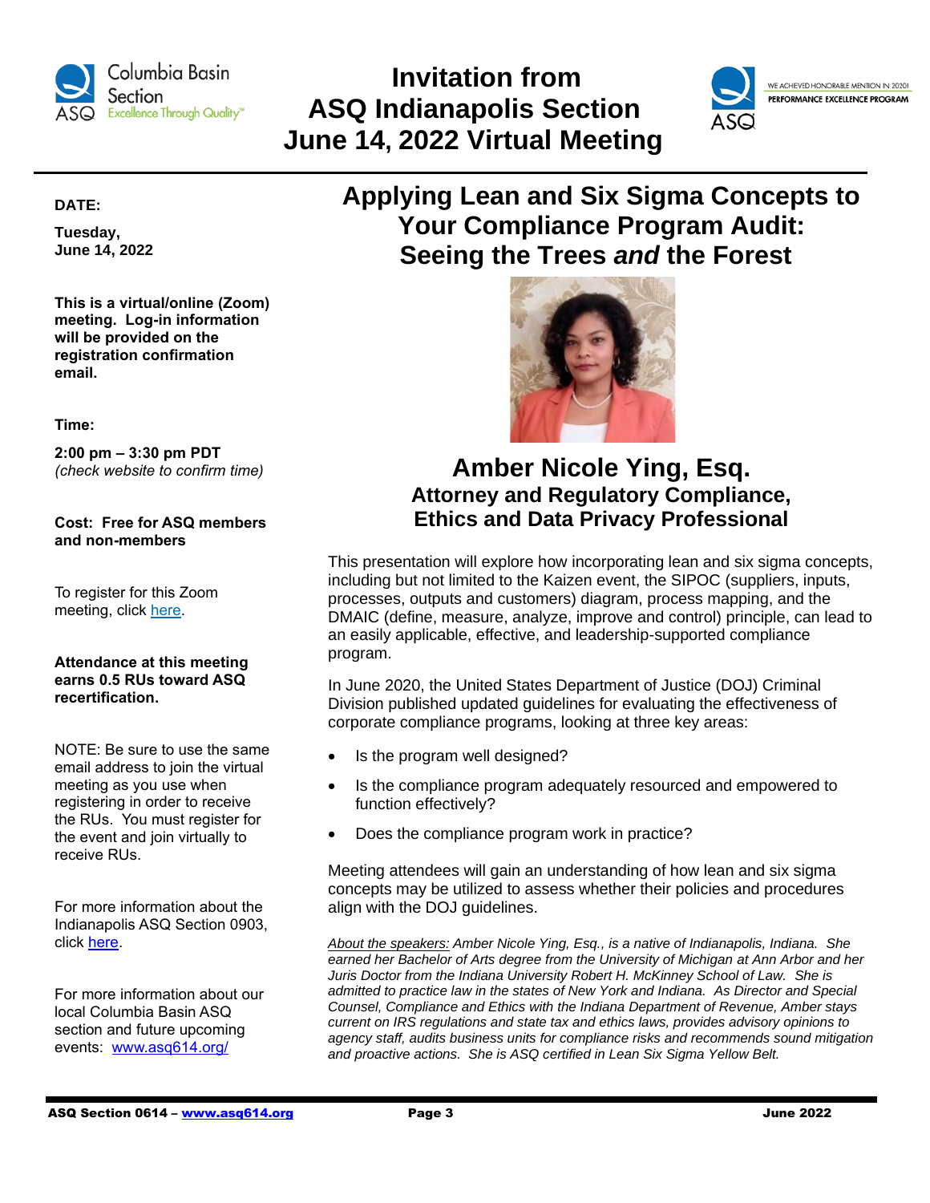# Invitation from ASQ Indianapolis Section June 14, 2022 Virtual Meeting

**DATE:**

**Tuesday, June 14, 2022**

**This is a virtual/online (Zoom) meeting. Log-in information will be provided on the registration confirmation email.**

**Time:**

**2:00 pm – 3:30 pm PDT**
*(check website to confirm time)*

**Cost: Free for ASQ members and non-members**

To register for this Zoom meeting, click here.

**Attendance at this meeting earns 0.5 RUs toward ASQ recertification.**

NOTE: Be sure to use the same email address to join the virtual meeting as you use when registering in order to receive the RUs. You must register for the event and join virtually to receive RUs.

For more information about the Indianapolis ASQ Section 0903, click here.

For more information about our local Columbia Basin ASQ section and future upcoming events: www.asq614.org/

## Applying Lean and Six Sigma Concepts to Your Compliance Program Audit: Seeing the Trees *and* the Forest

## Amber Nicole Ying, Esq.

### Attorney and Regulatory Compliance, Ethics and Data Privacy Professional

This presentation will explore how incorporating lean and six sigma concepts, including but not limited to the Kaizen event, the SIPOC (suppliers, inputs, processes, outputs and customers) diagram, process mapping, and the DMAIC (define, measure, analyze, improve and control) principle, can lead to an easily applicable, effective, and leadership-supported compliance program.

In June 2020, the United States Department of Justice (DOJ) Criminal Division published updated guidelines for evaluating the effectiveness of corporate compliance programs, looking at three key areas:

- Is the program well designed?
- Is the compliance program adequately resourced and empowered to function effectively?
- Does the compliance program work in practice?

Meeting attendees will gain an understanding of how lean and six sigma concepts may be utilized to assess whether their policies and procedures align with the DOJ guidelines.

*About the speakers: Amber Nicole Ying, Esq., is a native of Indianapolis, Indiana. She earned her Bachelor of Arts degree from the University of Michigan at Ann Arbor and her Juris Doctor from the Indiana University Robert H. McKinney School of Law. She is admitted to practice law in the states of New York and Indiana. As Director and Special Counsel, Compliance and Ethics with the Indiana Department of Revenue, Amber stays current on IRS regulations and state tax and ethics laws, provides advisory opinions to agency staff, audits business units for compliance risks and recommends sound mitigation and proactive actions. She is ASQ certified in Lean Six Sigma Yellow Belt.*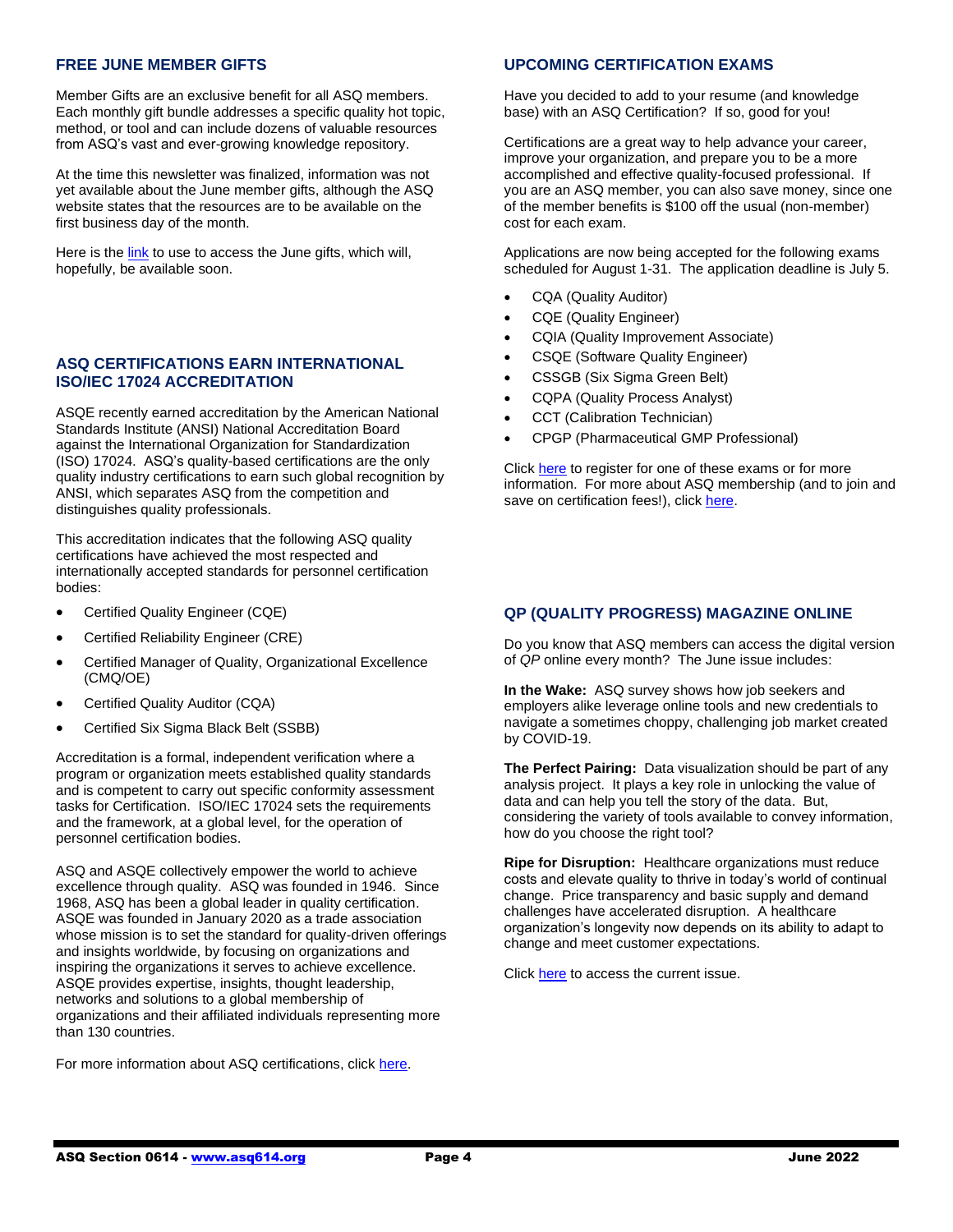## FREE JUNE MEMBER GIFTS

Member Gifts are an exclusive benefit for all ASQ members. Each monthly gift bundle addresses a specific quality hot topic, method, or tool and can include dozens of valuable resources from ASQ's vast and ever-growing knowledge repository.

At the time this newsletter was finalized, information was not yet available about the June member gifts, although the ASQ website states that the resources are to be available on the first business day of the month.

Here is the link to use to access the June gifts, which will, hopefully, be available soon.

## ASQ CERTIFICATIONS EARN INTERNATIONAL ISO/IEC 17024 ACCREDITATION

ASQE recently earned accreditation by the American National Standards Institute (ANSI) National Accreditation Board against the International Organization for Standardization (ISO) 17024. ASQ's quality-based certifications are the only quality industry certifications to earn such global recognition by ANSI, which separates ASQ from the competition and distinguishes quality professionals.

This accreditation indicates that the following ASQ quality certifications have achieved the most respected and internationally accepted standards for personnel certification bodies:

- Certified Quality Engineer (CQE)
- Certified Reliability Engineer (CRE)
- Certified Manager of Quality, Organizational Excellence (CMQ/OE)
- Certified Quality Auditor (CQA)
- Certified Six Sigma Black Belt (SSBB)

Accreditation is a formal, independent verification where a program or organization meets established quality standards and is competent to carry out specific conformity assessment tasks for Certification. ISO/IEC 17024 sets the requirements and the framework, at a global level, for the operation of personnel certification bodies.

ASQ and ASQE collectively empower the world to achieve excellence through quality. ASQ was founded in 1946. Since 1968, ASQ has been a global leader in quality certification. ASQE was founded in January 2020 as a trade association whose mission is to set the standard for quality-driven offerings and insights worldwide, by focusing on organizations and inspiring the organizations it serves to achieve excellence. ASQE provides expertise, insights, thought leadership, networks and solutions to a global membership of organizations and their affiliated individuals representing more than 130 countries.

For more information about ASQ certifications, click here.

## UPCOMING CERTIFICATION EXAMS

Have you decided to add to your resume (and knowledge base) with an ASQ Certification? If so, good for you!

Certifications are a great way to help advance your career, improve your organization, and prepare you to be a more accomplished and effective quality-focused professional. If you are an ASQ member, you can also save money, since one of the member benefits is $100 off the usual (non-member) cost for each exam.

Applications are now being accepted for the following exams scheduled for August 1-31. The application deadline is July 5.

- CQA (Quality Auditor)
- CQE (Quality Engineer)
- CQIA (Quality Improvement Associate)
- CSQE (Software Quality Engineer)
- CSSGB (Six Sigma Green Belt)
- CQPA (Quality Process Analyst)
- CCT (Calibration Technician)
- CPGP (Pharmaceutical GMP Professional)

Click here to register for one of these exams or for more information. For more about ASQ membership (and to join and save on certification fees!), click here.

## QP (QUALITY PROGRESS) MAGAZINE ONLINE

Do you know that ASQ members can access the digital version of *QP* online every month? The June issue includes:

**In the Wake:** ASQ survey shows how job seekers and employers alike leverage online tools and new credentials to navigate a sometimes choppy, challenging job market created by COVID-19.

**The Perfect Pairing:** Data visualization should be part of any analysis project. It plays a key role in unlocking the value of data and can help you tell the story of the data. But, considering the variety of tools available to convey information, how do you choose the right tool?

**Ripe for Disruption:** Healthcare organizations must reduce costs and elevate quality to thrive in today's world of continual change. Price transparency and basic supply and demand challenges have accelerated disruption. A healthcare organization's longevity now depends on its ability to adapt to change and meet customer expectations.

Click here to access the current issue.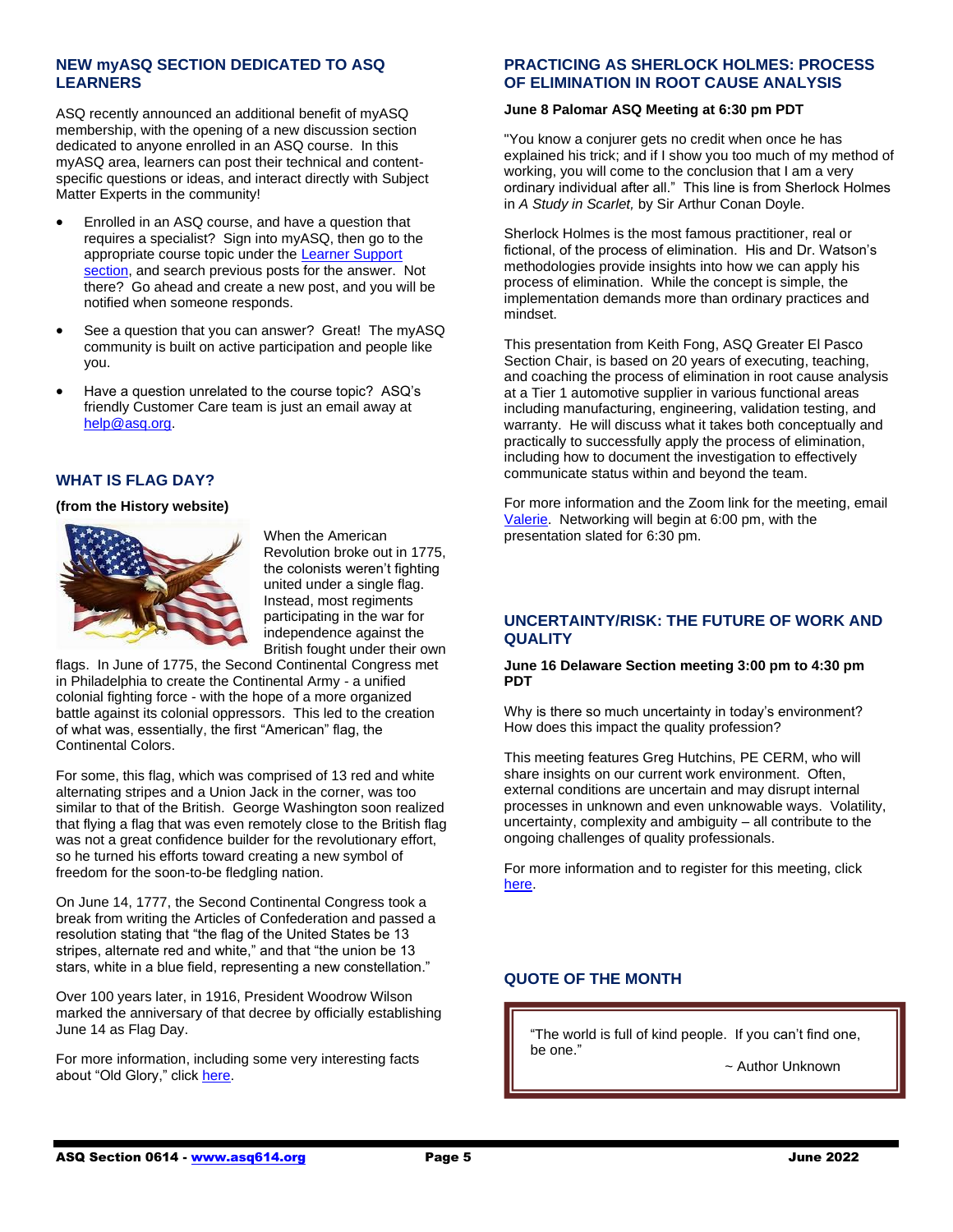## NEW myASQ SECTION DEDICATED TO ASQ LEARNERS

ASQ recently announced an additional benefit of myASQ membership, with the opening of a new discussion section dedicated to anyone enrolled in an ASQ course. In this myASQ area, learners can post their technical and content-specific questions or ideas, and interact directly with Subject Matter Experts in the community!

- Enrolled in an ASQ course, and have a question that requires a specialist? Sign into myASQ, then go to the appropriate course topic under the Learner Support section, and search previous posts for the answer. Not there? Go ahead and create a new post, and you will be notified when someone responds.
- See a question that you can answer? Great! The myASQ community is built on active participation and people like you.
- Have a question unrelated to the course topic? ASQ's friendly Customer Care team is just an email away at help@asq.org.

## WHAT IS FLAG DAY?

**(from the History website)**

When the American Revolution broke out in 1775, the colonists weren't fighting united under a single flag. Instead, most regiments participating in the war for independence against the British fought under their own flags. In June of 1775, the Second Continental Congress met in Philadelphia to create the Continental Army - a unified colonial fighting force - with the hope of a more organized battle against its colonial oppressors. This led to the creation of what was, essentially, the first "American" flag, the Continental Colors.

For some, this flag, which was comprised of 13 red and white alternating stripes and a Union Jack in the corner, was too similar to that of the British. George Washington soon realized that flying a flag that was even remotely close to the British flag was not a great confidence builder for the revolutionary effort, so he turned his efforts toward creating a new symbol of freedom for the soon-to-be fledgling nation.

On June 14, 1777, the Second Continental Congress took a break from writing the Articles of Confederation and passed a resolution stating that "the flag of the United States be 13 stripes, alternate red and white," and that "the union be 13 stars, white in a blue field, representing a new constellation."

Over 100 years later, in 1916, President Woodrow Wilson marked the anniversary of that decree by officially establishing June 14 as Flag Day.

For more information, including some very interesting facts about "Old Glory," click here.

## PRACTICING AS SHERLOCK HOLMES: PROCESS OF ELIMINATION IN ROOT CAUSE ANALYSIS

**June 8 Palomar ASQ Meeting at 6:30 pm PDT**

"You know a conjurer gets no credit when once he has explained his trick; and if I show you too much of my method of working, you will come to the conclusion that I am a very ordinary individual after all." This line is from Sherlock Holmes in *A Study in Scarlet,* by Sir Arthur Conan Doyle.

Sherlock Holmes is the most famous practitioner, real or fictional, of the process of elimination. His and Dr. Watson's methodologies provide insights into how we can apply his process of elimination. While the concept is simple, the implementation demands more than ordinary practices and mindset.

This presentation from Keith Fong, ASQ Greater El Pasco Section Chair, is based on 20 years of executing, teaching, and coaching the process of elimination in root cause analysis at a Tier 1 automotive supplier in various functional areas including manufacturing, engineering, validation testing, and warranty. He will discuss what it takes both conceptually and practically to successfully apply the process of elimination, including how to document the investigation to effectively communicate status within and beyond the team.

For more information and the Zoom link for the meeting, email Valerie. Networking will begin at 6:00 pm, with the presentation slated for 6:30 pm.

## UNCERTAINTY/RISK: THE FUTURE OF WORK AND QUALITY

**June 16 Delaware Section meeting 3:00 pm to 4:30 pm PDT**

Why is there so much uncertainty in today's environment? How does this impact the quality profession?

This meeting features Greg Hutchins, PE CERM, who will share insights on our current work environment. Often, external conditions are uncertain and may disrupt internal processes in unknown and even unknowable ways. Volatility, uncertainty, complexity and ambiguity – all contribute to the ongoing challenges of quality professionals.

For more information and to register for this meeting, click here.

## QUOTE OF THE MONTH

"The world is full of kind people. If you can't find one, be one."

~ Author Unknown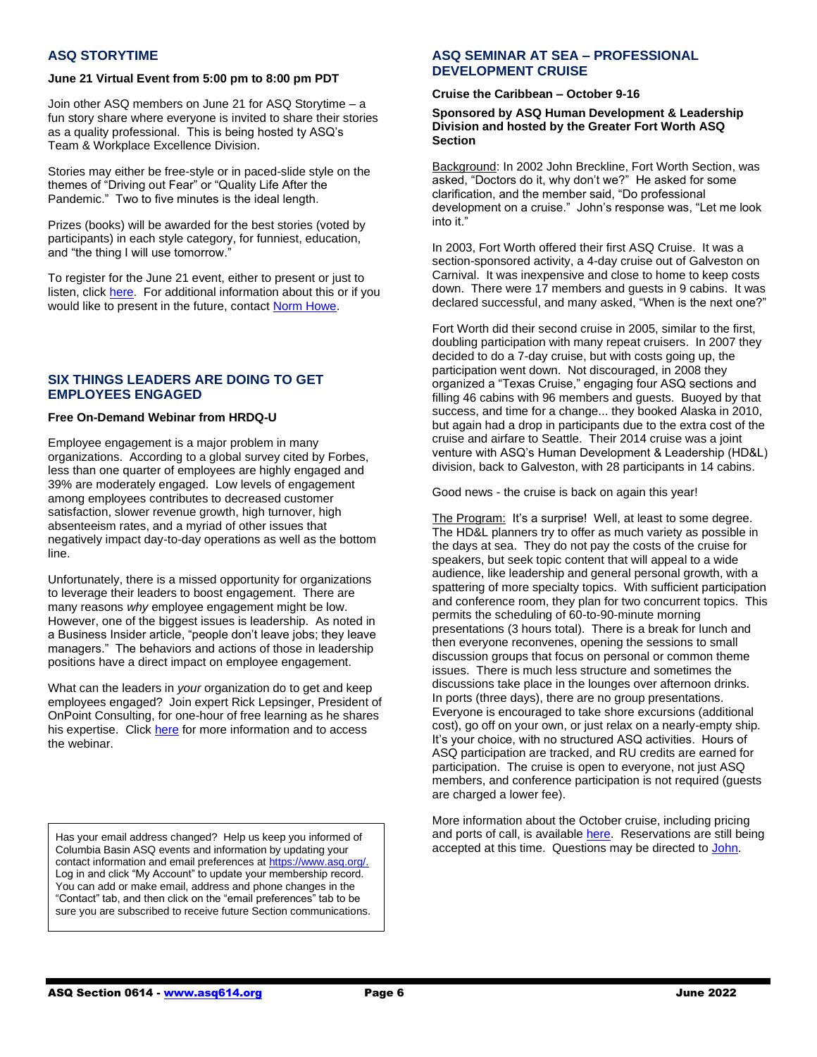## ASQ STORYTIME

**June 21 Virtual Event from 5:00 pm to 8:00 pm PDT**

Join other ASQ members on June 21 for ASQ Storytime – a fun story share where everyone is invited to share their stories as a quality professional. This is being hosted ty ASQ's Team & Workplace Excellence Division.

Stories may either be free-style or in paced-slide style on the themes of "Driving out Fear" or "Quality Life After the Pandemic." Two to five minutes is the ideal length.

Prizes (books) will be awarded for the best stories (voted by participants) in each style category, for funniest, education, and "the thing I will use tomorrow."

To register for the June 21 event, either to present or just to listen, click here. For additional information about this or if you would like to present in the future, contact Norm Howe.

## SIX THINGS LEADERS ARE DOING TO GET EMPLOYEES ENGAGED

**Free On-Demand Webinar from HRDQ-U**

Employee engagement is a major problem in many organizations. According to a global survey cited by Forbes, less than one quarter of employees are highly engaged and 39% are moderately engaged. Low levels of engagement among employees contributes to decreased customer satisfaction, slower revenue growth, high turnover, high absenteeism rates, and a myriad of other issues that negatively impact day-to-day operations as well as the bottom line.

Unfortunately, there is a missed opportunity for organizations to leverage their leaders to boost engagement. There are many reasons *why* employee engagement might be low. However, one of the biggest issues is leadership. As noted in a Business Insider article, "people don't leave jobs; they leave managers." The behaviors and actions of those in leadership positions have a direct impact on employee engagement.

What can the leaders in *your* organization do to get and keep employees engaged? Join expert Rick Lepsinger, President of OnPoint Consulting, for one-hour of free learning as he shares his expertise. Click here for more information and to access the webinar.

Has your email address changed? Help us keep you informed of Columbia Basin ASQ events and information by updating your contact information and email preferences at https://www.asq.org/. Log in and click "My Account" to update your membership record. You can add or make email, address and phone changes in the "Contact" tab, and then click on the "email preferences" tab to be sure you are subscribed to receive future Section communications.

## ASQ SEMINAR AT SEA – PROFESSIONAL DEVELOPMENT CRUISE

**Cruise the Caribbean – October 9-16**

**Sponsored by ASQ Human Development & Leadership Division and hosted by the Greater Fort Worth ASQ Section**

Background: In 2002 John Breckline, Fort Worth Section, was asked, "Doctors do it, why don't we?" He asked for some clarification, and the member said, "Do professional development on a cruise." John's response was, "Let me look into it."

In 2003, Fort Worth offered their first ASQ Cruise. It was a section-sponsored activity, a 4-day cruise out of Galveston on Carnival. It was inexpensive and close to home to keep costs down. There were 17 members and guests in 9 cabins. It was declared successful, and many asked, "When is the next one?"

Fort Worth did their second cruise in 2005, similar to the first, doubling participation with many repeat cruisers. In 2007 they decided to do a 7-day cruise, but with costs going up, the participation went down. Not discouraged, in 2008 they organized a "Texas Cruise," engaging four ASQ sections and filling 46 cabins with 96 members and guests. Buoyed by that success, and time for a change... they booked Alaska in 2010, but again had a drop in participants due to the extra cost of the cruise and airfare to Seattle. Their 2014 cruise was a joint venture with ASQ's Human Development & Leadership (HD&L) division, back to Galveston, with 28 participants in 14 cabins.

Good news - the cruise is back on again this year!

The Program: It's a surprise! Well, at least to some degree. The HD&L planners try to offer as much variety as possible in the days at sea. They do not pay the costs of the cruise for speakers, but seek topic content that will appeal to a wide audience, like leadership and general personal growth, with a spattering of more specialty topics. With sufficient participation and conference room, they plan for two concurrent topics. This permits the scheduling of 60-to-90-minute morning presentations (3 hours total). There is a break for lunch and then everyone reconvenes, opening the sessions to small discussion groups that focus on personal or common theme issues. There is much less structure and sometimes the discussions take place in the lounges over afternoon drinks. In ports (three days), there are no group presentations. Everyone is encouraged to take shore excursions (additional cost), go off on your own, or just relax on a nearly-empty ship. It's your choice, with no structured ASQ activities. Hours of ASQ participation are tracked, and RU credits are earned for participation. The cruise is open to everyone, not just ASQ members, and conference participation is not required (guests are charged a lower fee).

More information about the October cruise, including pricing and ports of call, is available here. Reservations are still being accepted at this time. Questions may be directed to John.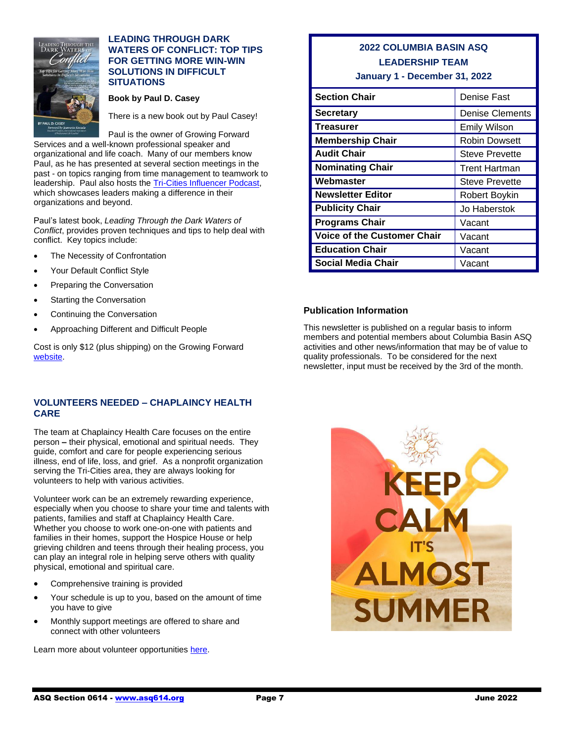## LEADING THROUGH DARK WATERS OF CONFLICT: TOP TIPS FOR GETTING MORE WIN-WIN SOLUTIONS IN DIFFICULT SITUATIONS

**Book by Paul D. Casey**

There is a new book out by Paul Casey!

Paul is the owner of Growing Forward Services and a well-known professional speaker and organizational and life coach. Many of our members know Paul, as he has presented at several section meetings in the past - on topics ranging from time management to teamwork to leadership. Paul also hosts the Tri-Cities Influencer Podcast, which showcases leaders making a difference in their organizations and beyond.

Paul's latest book, *Leading Through the Dark Waters of Conflict*, provides proven techniques and tips to help deal with conflict. Key topics include:

- The Necessity of Confrontation
- Your Default Conflict Style
- Preparing the Conversation
- Starting the Conversation
- Continuing the Conversation
- Approaching Different and Difficult People

Cost is only $12 (plus shipping) on the Growing Forward website.

## VOLUNTEERS NEEDED – CHAPLAINCY HEALTH CARE

The team at Chaplaincy Health Care focuses on the entire person – their physical, emotional and spiritual needs. They guide, comfort and care for people experiencing serious illness, end of life, loss, and grief. As a nonprofit organization serving the Tri-Cities area, they are always looking for volunteers to help with various activities.

Volunteer work can be an extremely rewarding experience, especially when you choose to share your time and talents with patients, families and staff at Chaplaincy Health Care. Whether you choose to work one-on-one with patients and families in their homes, support the Hospice House or help grieving children and teens through their healing process, you can play an integral role in helping serve others with quality physical, emotional and spiritual care.

- Comprehensive training is provided
- Your schedule is up to you, based on the amount of time you have to give
- Monthly support meetings are offered to share and connect with other volunteers

Learn more about volunteer opportunities here.

## 2022 COLUMBIA BASIN ASQ LEADERSHIP TEAM

**January 1 - December 31, 2022**

| | |
|---|---|
| **Section Chair** | Denise Fast |
| **Secretary** | Denise Clements |
| **Treasurer** | Emily Wilson |
| **Membership Chair** | Robin Dowsett |
| **Audit Chair** | Steve Prevette |
| **Nominating Chair** | Trent Hartman |
| **Webmaster** | Steve Prevette |
| **Newsletter Editor** | Robert Boykin |
| **Publicity Chair** | Jo Haberstok |
| **Programs Chair** | Vacant |
| **Voice of the Customer Chair** | Vacant |
| **Education Chair** | Vacant |
| **Social Media Chair** | Vacant |

### Publication Information

This newsletter is published on a regular basis to inform members and potential members about Columbia Basin ASQ activities and other news/information that may be of value to quality professionals. To be considered for the next newsletter, input must be received by the 3rd of the month.

KEEP CALM IT'S ALMOST SUMMER